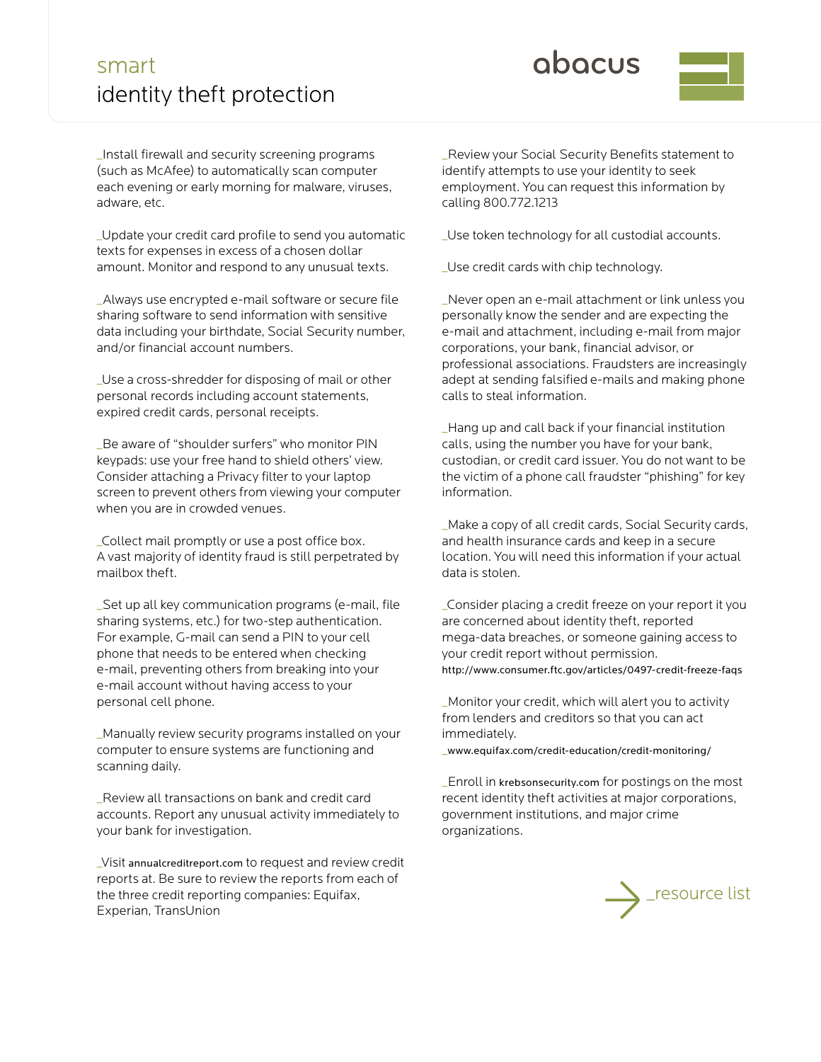# smart
# identity theft protection

abacus

_Install firewall and security screening programs (such as McAfee) to automatically scan computer each evening or early morning for malware, viruses, adware, etc.

_Update your credit card profile to send you automatic texts for expenses in excess of a chosen dollar amount. Monitor and respond to any unusual texts.

_Always use encrypted e-mail software or secure file sharing software to send information with sensitive data including your birthdate, Social Security number, and/or financial account numbers.

_Use a cross-shredder for disposing of mail or other personal records including account statements, expired credit cards, personal receipts.

_Be aware of "shoulder surfers" who monitor PIN keypads: use your free hand to shield others' view. Consider attaching a Privacy filter to your laptop screen to prevent others from viewing your computer when you are in crowded venues.

_Collect mail promptly or use a post office box. A vast majority of identity fraud is still perpetrated by mailbox theft.

_Set up all key communication programs (e-mail, file sharing systems, etc.) for two-step authentication. For example, G-mail can send a PIN to your cell phone that needs to be entered when checking e-mail, preventing others from breaking into your e-mail account without having access to your personal cell phone.

_Manually review security programs installed on your computer to ensure systems are functioning and scanning daily.

_Review all transactions on bank and credit card accounts. Report any unusual activity immediately to your bank for investigation.

_Visit annualcreditreport.com to request and review credit reports at. Be sure to review the reports from each of the three credit reporting companies: Equifax, Experian, TransUnion

_Review your Social Security Benefits statement to identify attempts to use your identity to seek employment. You can request this information by calling 800.772.1213

_Use token technology for all custodial accounts.

_Use credit cards with chip technology.

_Never open an e-mail attachment or link unless you personally know the sender and are expecting the e-mail and attachment, including e-mail from major corporations, your bank, financial advisor, or professional associations. Fraudsters are increasingly adept at sending falsified e-mails and making phone calls to steal information.

_Hang up and call back if your financial institution calls, using the number you have for your bank, custodian, or credit card issuer. You do not want to be the victim of a phone call fraudster "phishing" for key information.

_Make a copy of all credit cards, Social Security cards, and health insurance cards and keep in a secure location. You will need this information if your actual data is stolen.

_Consider placing a credit freeze on your report it you are concerned about identity theft, reported mega-data breaches, or someone gaining access to your credit report without permission.
http://www.consumer.ftc.gov/articles/0497-credit-freeze-faqs

_Monitor your credit, which will alert you to activity from lenders and creditors so that you can act immediately.
_www.equifax.com/credit-education/credit-monitoring/

_Enroll in krebsonsecurity.com for postings on the most recent identity theft activities at major corporations, government institutions, and major crime organizations.

→ _resource list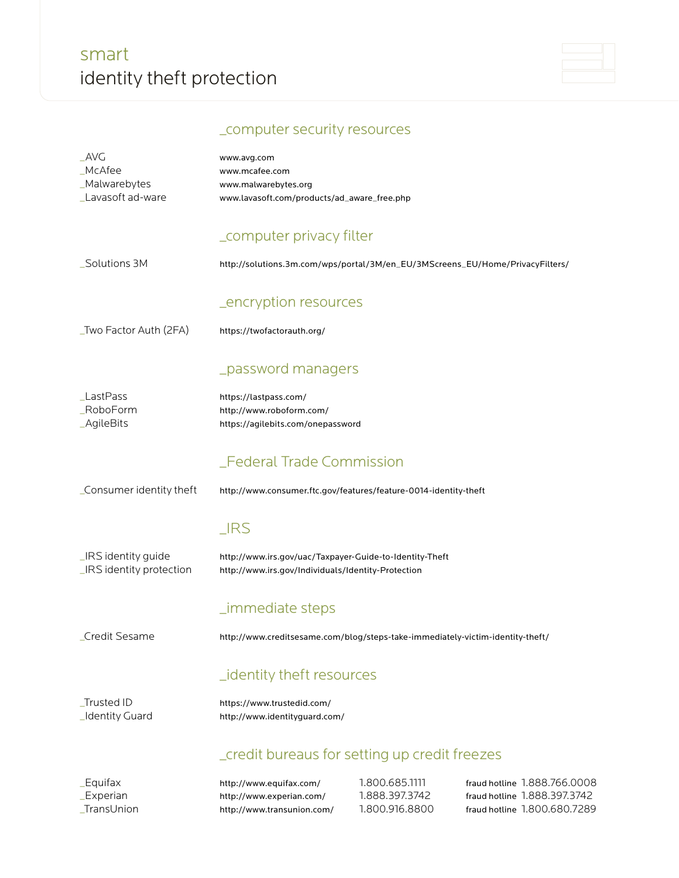smart

# identity theft protection

## _computer security resources

| | |
|---|---|
| _AVG | www.avg.com |
| _McAfee | www.mcafee.com |
| _Malwarebytes | www.malwarebytes.org |
| _Lavasoft ad-ware | www.lavasoft.com/products/ad_aware_free.php |

## _computer privacy filter

| | |
|---|---|
| _Solutions 3M | http://solutions.3m.com/wps/portal/3M/en_EU/3MScreens_EU/Home/PrivacyFilters/ |

## _encryption resources

| | |
|---|---|
| _Two Factor Auth (2FA) | https://twofactorauth.org/ |

## _password managers

| | |
|---|---|
| _LastPass | https://lastpass.com/ |
| _RoboForm | http://www.roboform.com/ |
| _AgileBits | https://agilebits.com/onepassword |

## _Federal Trade Commission

| | |
|---|---|
| _Consumer identity theft | http://www.consumer.ftc.gov/features/feature-0014-identity-theft |

## _IRS

| | |
|---|---|
| _IRS identity guide | http://www.irs.gov/uac/Taxpayer-Guide-to-Identity-Theft |
| _IRS identity protection | http://www.irs.gov/Individuals/Identity-Protection |

## _immediate steps

| | |
|---|---|
| _Credit Sesame | http://www.creditsesame.com/blog/steps-take-immediately-victim-identity-theft/ |

## _identity theft resources

| | |
|---|---|
| _Trusted ID | https://www.trustedid.com/ |
| _Identity Guard | http://www.identityguard.com/ |

## _credit bureaus for setting up credit freezes

| | | | |
|---|---|---|---|
| _Equifax | http://www.equifax.com/ | 1.800.685.1111 | fraud hotline 1.888.766.0008 |
| _Experian | http://www.experian.com/ | 1.888.397.3742 | fraud hotline 1.888.397.3742 |
| _TransUnion | http://www.transunion.com/ | 1.800.916.8800 | fraud hotline 1.800.680.7289 |